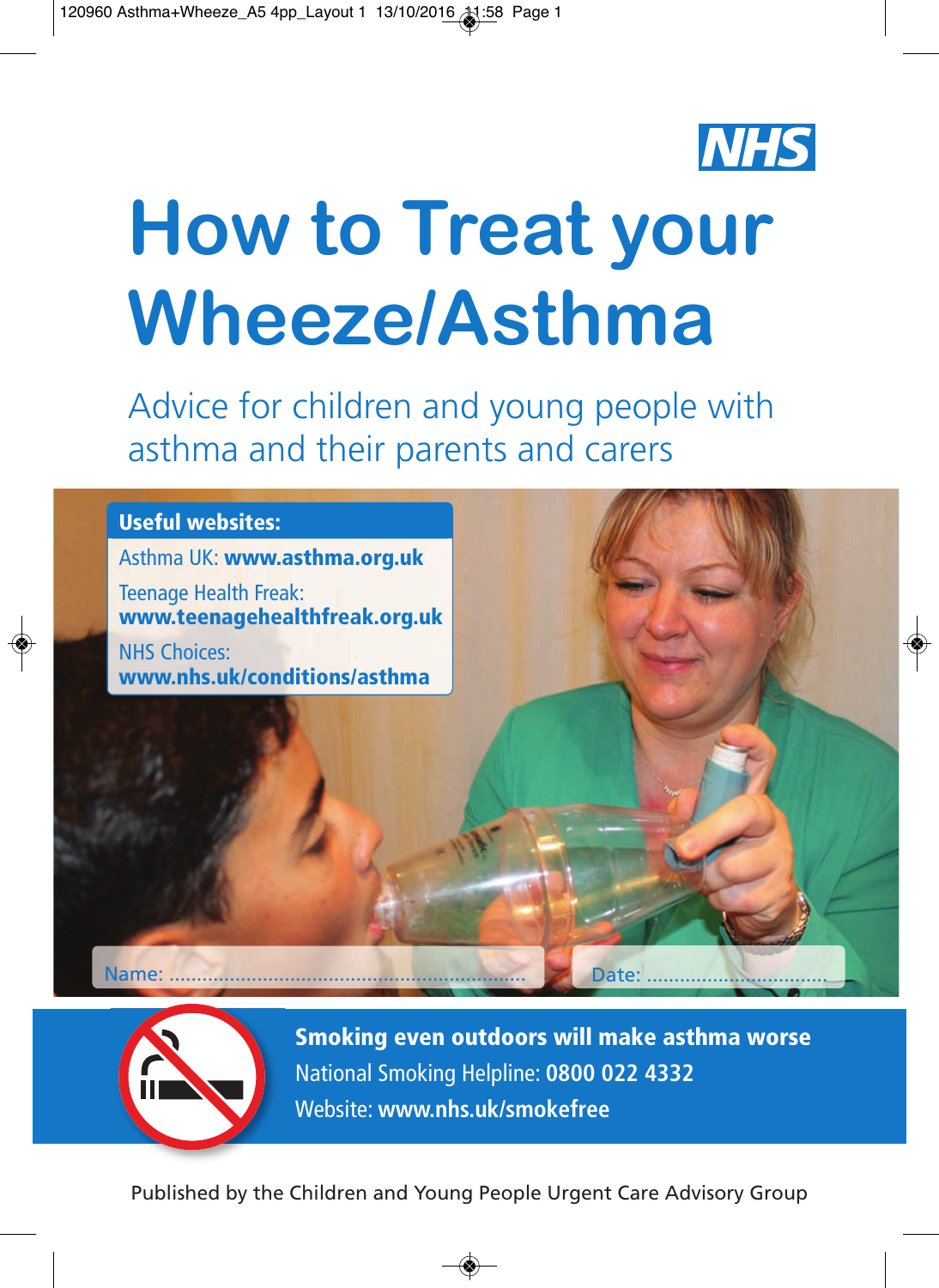NHS

# How to Treat your Wheeze/Asthma

## Advice for children and young people with asthma and their parents and carers

**Useful websites:**

Asthma UK: **www.asthma.org.uk**

Teenage Health Freak: **www.teenagehealthfreak.org.uk**

NHS Choices: **www.nhs.uk/conditions/asthma**

Name: ..............................................................

Date: ................................

**Smoking even outdoors will make asthma worse**

National Smoking Helpline: **0800 022 4332**

Website: **www.nhs.uk/smokefree**

Published by the Children and Young People Urgent Care Advisory Group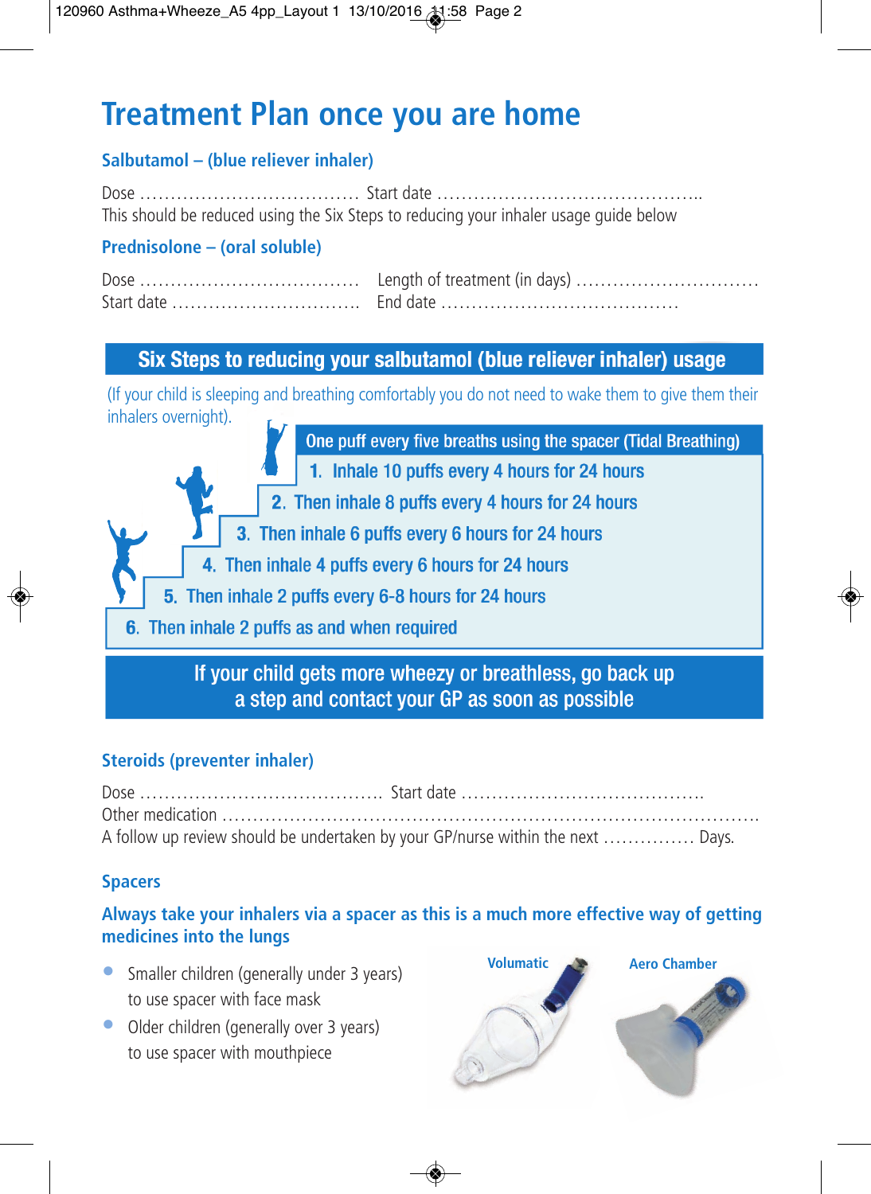# Treatment Plan once you are home

### Salbutamol – (blue reliever inhaler)

Dose ………………………………. Start date ……………………………………..

This should be reduced using the Six Steps to reducing your inhaler usage guide below

### Prednisolone – (oral soluble)

Dose ………………………………. Length of treatment (in days) …………………………

Start date …………………………. End date …………………………………

## Six Steps to reducing your salbutamol (blue reliever inhaler) usage

(If your child is sleeping and breathing comfortably you do not need to wake them to give them their inhalers overnight).

**One puff every five breaths using the spacer (Tidal Breathing)**

1. Inhale 10 puffs every 4 hours for 24 hours
2. Then inhale 8 puffs every 4 hours for 24 hours
3. Then inhale 6 puffs every 6 hours for 24 hours
4. Then inhale 4 puffs every 6 hours for 24 hours
5. Then inhale 2 puffs every 6-8 hours for 24 hours
6. Then inhale 2 puffs as and when required

**If your child gets more wheezy or breathless, go back up a step and contact your GP as soon as possible**

### Steroids (preventer inhaler)

Dose …………………………………. Start date ………………………………….

Other medication …………………………………………………………………………….

A follow up review should be undertaken by your GP/nurse within the next …………… Days.

### Spacers

**Always take your inhalers via a spacer as this is a much more effective way of getting medicines into the lungs**

- Smaller children (generally under 3 years) to use spacer with face mask
- Older children (generally over 3 years) to use spacer with mouthpiece

Volumatic

Aero Chamber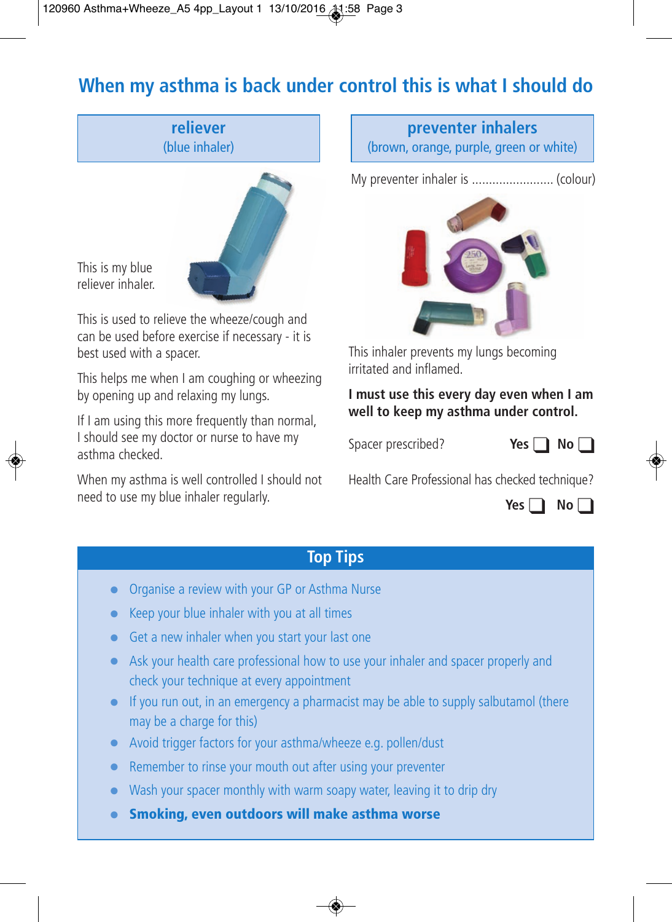# When my asthma is back under control this is what I should do

## reliever
(blue inhaler)

This is my blue reliever inhaler.

This is used to relieve the wheeze/cough and can be used before exercise if necessary - it is best used with a spacer.

This helps me when I am coughing or wheezing by opening up and relaxing my lungs.

If I am using this more frequently than normal, I should see my doctor or nurse to have my asthma checked.

When my asthma is well controlled I should not need to use my blue inhaler regularly.

## preventer inhalers
(brown, orange, purple, green or white)

My preventer inhaler is ........................ (colour)

This inhaler prevents my lungs becoming irritated and inflamed.

**I must use this every day even when I am well to keep my asthma under control.**

Spacer prescribed? **Yes** ☐ **No** ☐

Health Care Professional has checked technique? **Yes** ☐ **No** ☐

## Top Tips

- Organise a review with your GP or Asthma Nurse
- Keep your blue inhaler with you at all times
- Get a new inhaler when you start your last one
- Ask your health care professional how to use your inhaler and spacer properly and check your technique at every appointment
- If you run out, in an emergency a pharmacist may be able to supply salbutamol (there may be a charge for this)
- Avoid trigger factors for your asthma/wheeze e.g. pollen/dust
- Remember to rinse your mouth out after using your preventer
- Wash your spacer monthly with warm soapy water, leaving it to drip dry
- **Smoking, even outdoors will make asthma worse**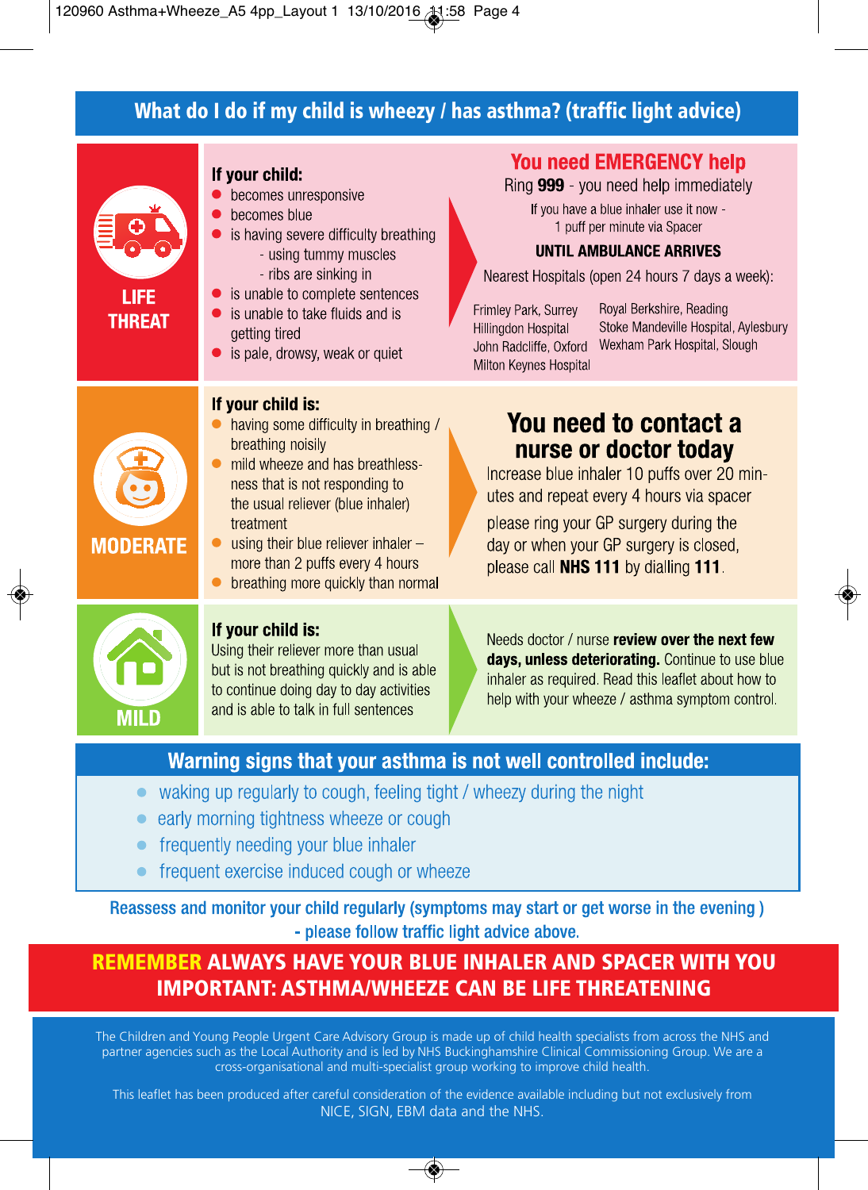## What do I do if my child is wheezy / has asthma? (traffic light advice)

### LIFE THREAT

**If your child:**

- becomes unresponsive
- becomes blue
- is having severe difficulty breathing
  - using tummy muscles
  - ribs are sinking in
- is unable to complete sentences
- is unable to take fluids and is getting tired
- is pale, drowsy, weak or quiet

**You need EMERGENCY help**

Ring **999** - you need help immediately

If you have a blue inhaler use it now - 1 puff per minute via Spacer

**UNTIL AMBULANCE ARRIVES**

Nearest Hospitals (open 24 hours 7 days a week):

Frimley Park, Surrey
Hillingdon Hospital
John Radcliffe, Oxford
Milton Keynes Hospital
Royal Berkshire, Reading
Stoke Mandeville Hospital, Aylesbury
Wexham Park Hospital, Slough

### MODERATE

**If your child is:**

- having some difficulty in breathing / breathing noisily
- mild wheeze and has breathlessness that is not responding to the usual reliever (blue inhaler) treatment
- using their blue reliever inhaler – more than 2 puffs every 4 hours
- breathing more quickly than normal

**You need to contact a nurse or doctor today**

Increase blue inhaler 10 puffs over 20 minutes and repeat every 4 hours via spacer

please ring your GP surgery during the day or when your GP surgery is closed, please call **NHS 111** by dialling **111**.

### MILD

**If your child is:**

Using their reliever more than usual but is not breathing quickly and is able to continue doing day to day activities and is able to talk in full sentences

Needs doctor / nurse **review over the next few days, unless deteriorating.** Continue to use blue inhaler as required. Read this leaflet about how to help with your wheeze / asthma symptom control.

## Warning signs that your asthma is not well controlled include:

- waking up regularly to cough, feeling tight / wheezy during the night
- early morning tightness wheeze or cough
- frequently needing your blue inhaler
- frequent exercise induced cough or wheeze

**Reassess and monitor your child regularly (symptoms may start or get worse in the evening ) - please follow traffic light advice above.**

**REMEMBER ALWAYS HAVE YOUR BLUE INHALER AND SPACER WITH YOU**
**IMPORTANT: ASTHMA/WHEEZE CAN BE LIFE THREATENING**

The Children and Young People Urgent Care Advisory Group is made up of child health specialists from across the NHS and partner agencies such as the Local Authority and is led by NHS Buckinghamshire Clinical Commissioning Group. We are a cross-organisational and multi-specialist group working to improve child health.

This leaflet has been produced after careful consideration of the evidence available including but not exclusively from NICE, SIGN, EBM data and the NHS.